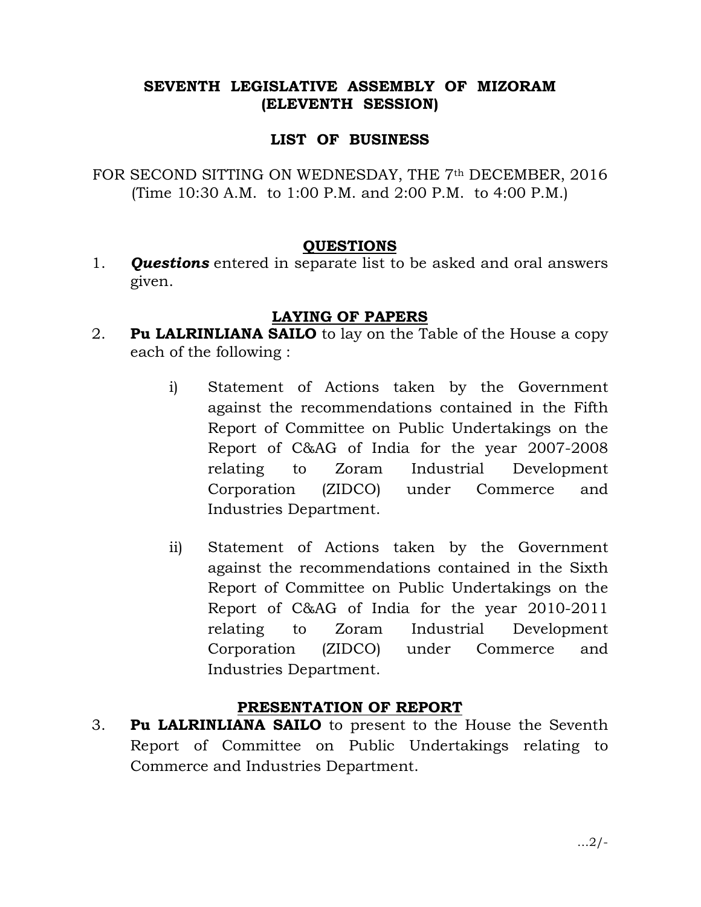# SEVENTH LEGISLATIVE ASSEMBLY OF MIZORAM
# (ELEVENTH SESSION)

## LIST OF BUSINESS

FOR SECOND SITTING ON WEDNESDAY, THE 7th DECEMBER, 2016
(Time 10:30 A.M. to 1:00 P.M. and 2:00 P.M. to 4:00 P.M.)

### QUESTIONS

1. ***Questions*** entered in separate list to be asked and oral answers given.

### LAYING OF PAPERS

2. **Pu LALRINLIANA SAILO** to lay on the Table of the House a copy each of the following :

   i) Statement of Actions taken by the Government against the recommendations contained in the Fifth Report of Committee on Public Undertakings on the Report of C&AG of India for the year 2007-2008 relating to Zoram Industrial Development Corporation (ZIDCO) under Commerce and Industries Department.

   ii) Statement of Actions taken by the Government against the recommendations contained in the Sixth Report of Committee on Public Undertakings on the Report of C&AG of India for the year 2010-2011 relating to Zoram Industrial Development Corporation (ZIDCO) under Commerce and Industries Department.

### PRESENTATION OF REPORT

3. **Pu LALRINLIANA SAILO** to present to the House the Seventh Report of Committee on Public Undertakings relating to Commerce and Industries Department.

...2/-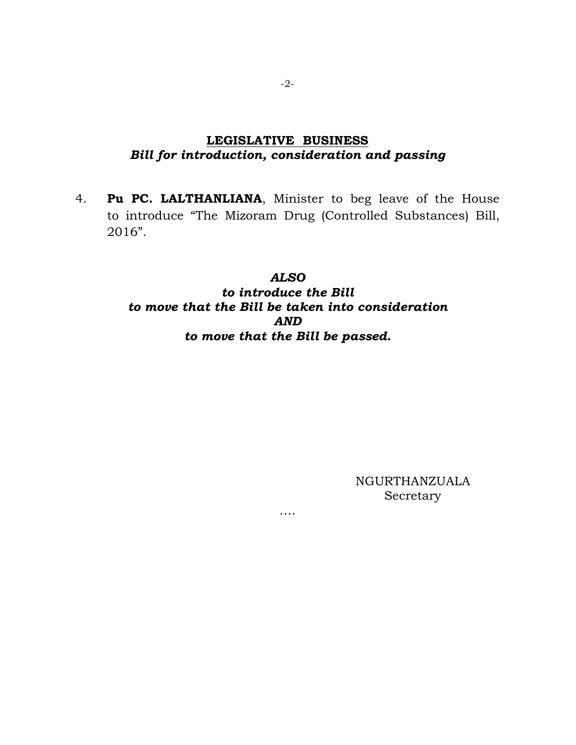**<u>LEGISLATIVE BUSINESS</u>**

***Bill for introduction, consideration and passing***

4. **Pu PC. LALTHANLIANA**, Minister to beg leave of the House to introduce "The Mizoram Drug (Controlled Substances) Bill, 2016".

***ALSO***

***to introduce the Bill***

***to move that the Bill be taken into consideration***

***AND***

***to move that the Bill be passed.***

NGURTHANZUALA
Secretary

....